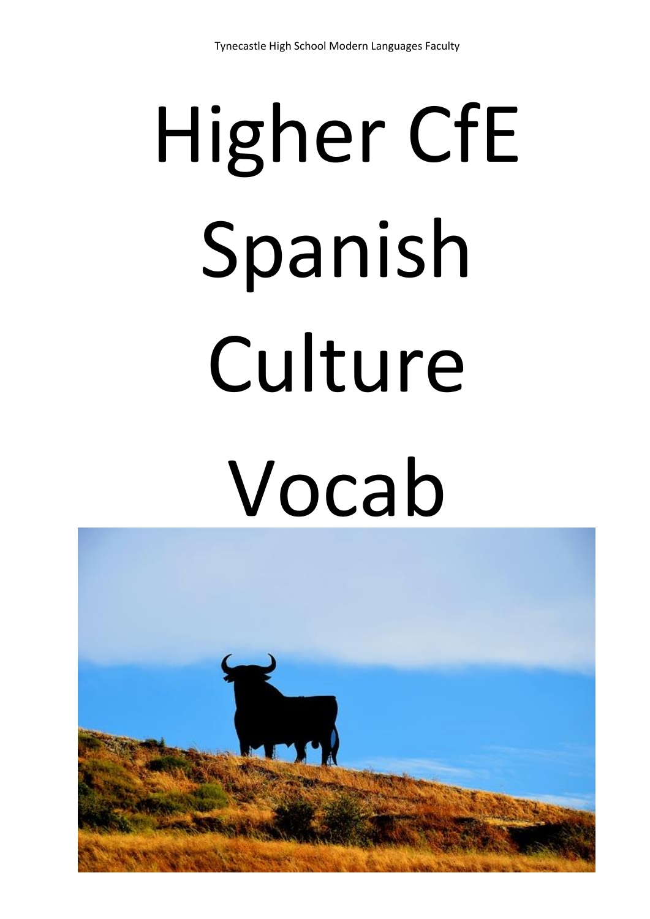# Higher CfE Spanish Culture Vocab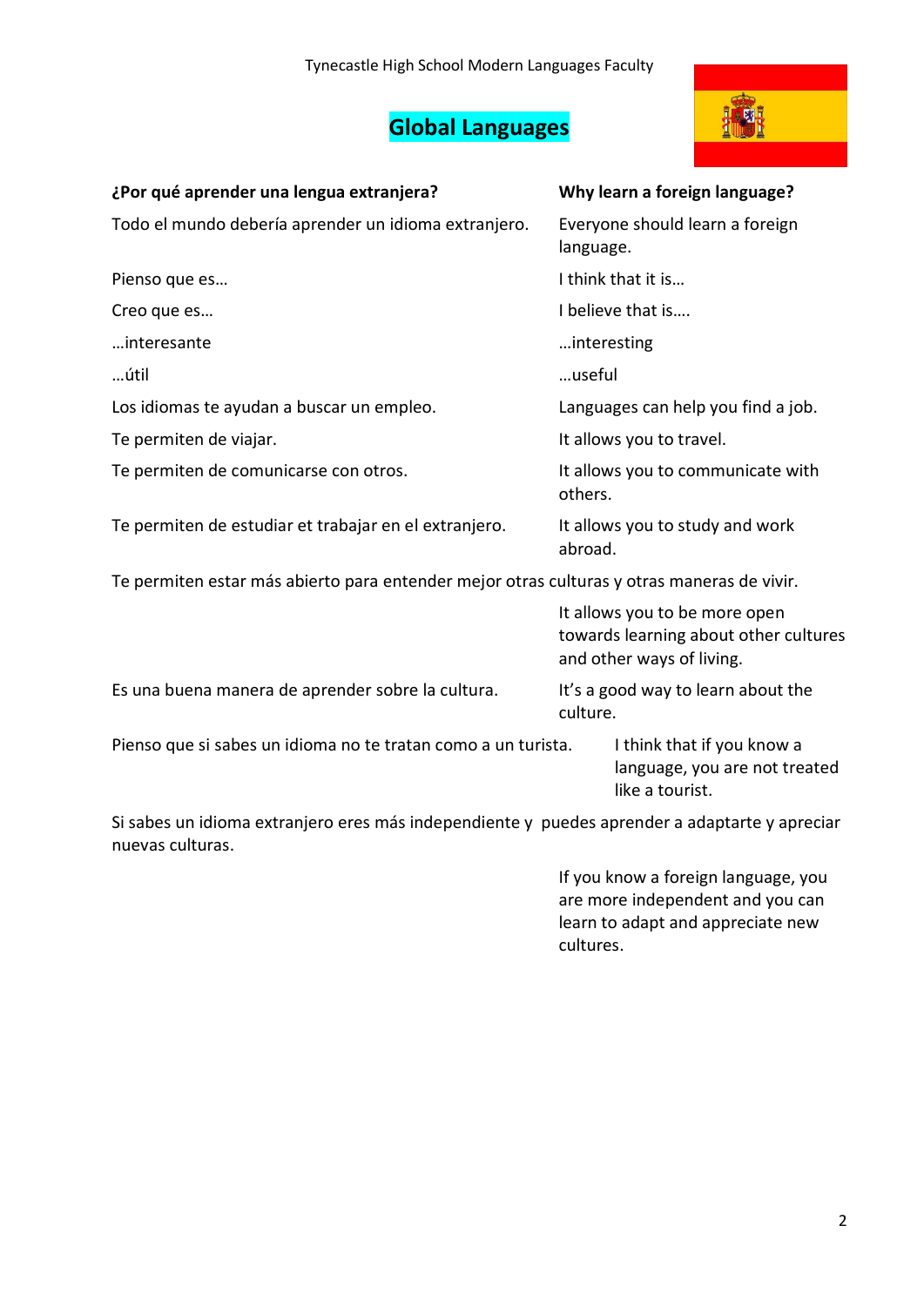Tynecastle High School Modern Languages Faculty

# Global Languages

| ¿Por qué aprender una lengua extranjera? | Why learn a foreign language? |
| --- | --- |
| Todo el mundo debería aprender un idioma extranjero. | Everyone should learn a foreign language. |
| Pienso que es… | I think that it is… |
| Creo que es… | I believe that is…. |
| …interesante | …interesting |
| …útil | …useful |
| Los idiomas te ayudan a buscar un empleo. | Languages can help you find a job. |
| Te permiten de viajar. | It allows you to travel. |
| Te permiten de comunicarse con otros. | It allows you to communicate with others. |
| Te permiten de estudiar et trabajar en el extranjero. | It allows you to study and work abroad. |
| Te permiten estar más abierto para entender mejor otras culturas y otras maneras de vivir. | It allows you to be more open towards learning about other cultures and other ways of living. |
| Es una buena manera de aprender sobre la cultura. | It's a good way to learn about the culture. |
| Pienso que si sabes un idioma no te tratan como a un turista. | I think that if you know a language, you are not treated like a tourist. |
| Si sabes un idioma extranjero eres más independiente y puedes aprender a adaptarte y apreciar nuevas culturas. | If you know a foreign language, you are more independent and you can learn to adapt and appreciate new cultures. |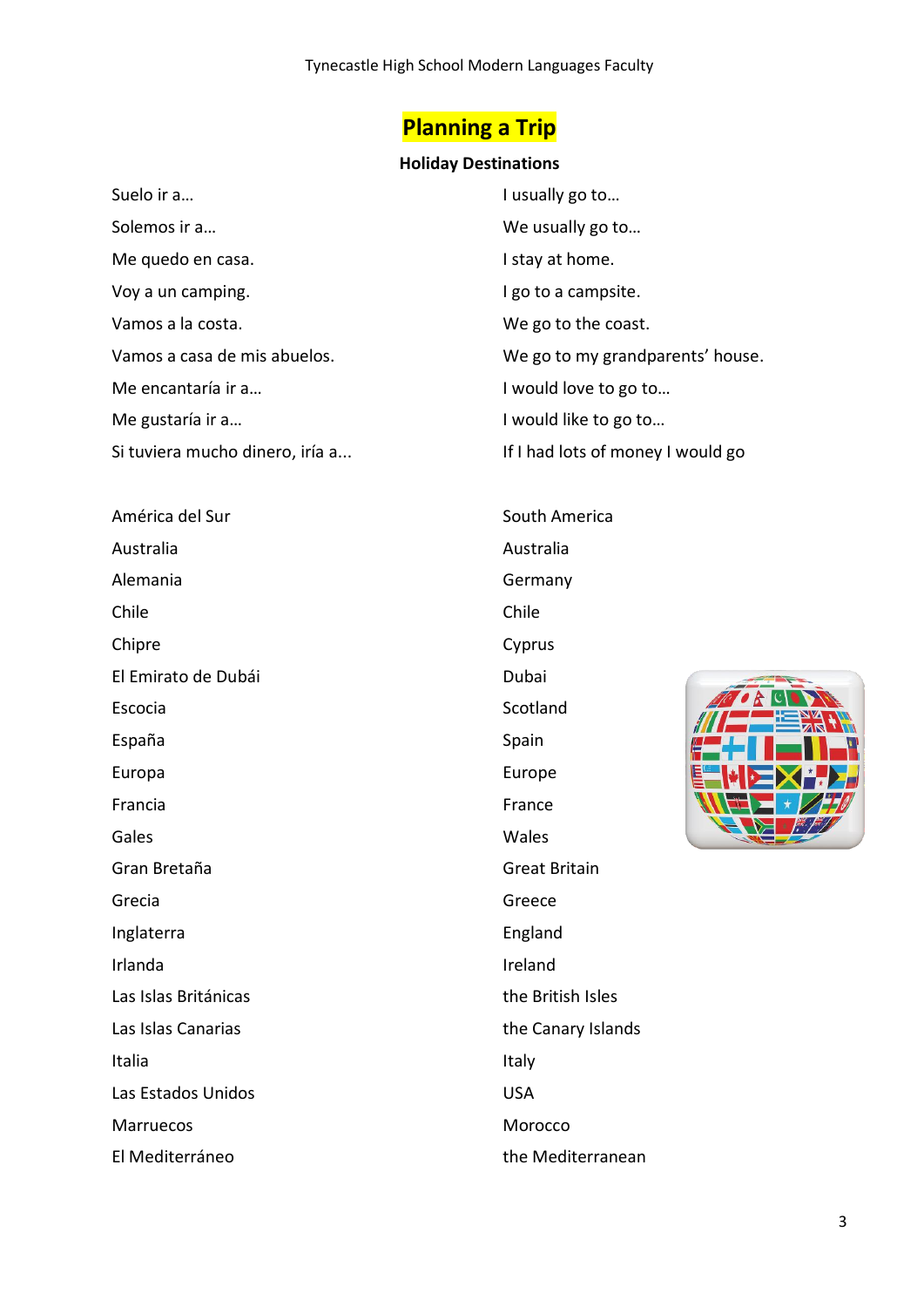# Planning a Trip

**Holiday Destinations**

| | |
|---|---|
| Suelo ir a… | I usually go to… |
| Solemos ir a… | We usually go to… |
| Me quedo en casa. | I stay at home. |
| Voy a un camping. | I go to a campsite. |
| Vamos a la costa. | We go to the coast. |
| Vamos a casa de mis abuelos. | We go to my grandparents' house. |
| Me encantaría ir a… | I would love to go to… |
| Me gustaría ir a… | I would like to go to… |
| Si tuviera mucho dinero, iría a... | If I had lots of money I would go |

| | |
|---|---|
| América del Sur | South America |
| Australia | Australia |
| Alemania | Germany |
| Chile | Chile |
| Chipre | Cyprus |
| El Emirato de Dubái | Dubai |
| Escocia | Scotland |
| España | Spain |
| Europa | Europe |
| Francia | France |
| Gales | Wales |
| Gran Bretaña | Great Britain |
| Grecia | Greece |
| Inglaterra | England |
| Irlanda | Ireland |
| Las Islas Británicas | the British Isles |
| Las Islas Canarias | the Canary Islands |
| Italia | Italy |
| Las Estados Unidos | USA |
| Marruecos | Morocco |
| El Mediterráneo | the Mediterranean |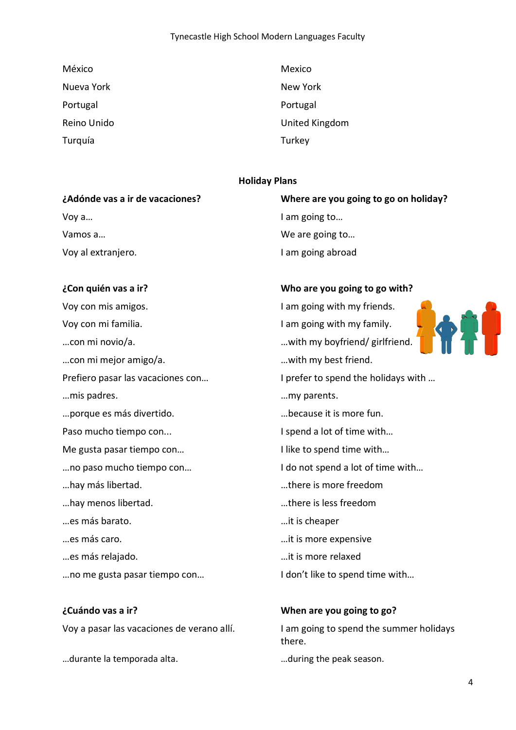| | |
|---|---|
| México | Mexico |
| Nueva York | New York |
| Portugal | Portugal |
| Reino Unido | United Kingdom |
| Turquía | Turkey |

## Holiday Plans

| | |
|---|---|
| **¿Adónde vas a ir de vacaciones?** | **Where are you going to go on holiday?** |
| Voy a… | I am going to… |
| Vamos a… | We are going to… |
| Voy al extranjero. | I am going abroad |

| | |
|---|---|
| **¿Con quién vas a ir?** | **Who are you going to go with?** |
| Voy con mis amigos. | I am going with my friends. |
| Voy con mi familia. | I am going with my family. |
| …con mi novio/a. | …with my boyfriend/ girlfriend. |
| …con mi mejor amigo/a. | …with my best friend. |
| Prefiero pasar las vacaciones con… | I prefer to spend the holidays with … |
| …mis padres. | …my parents. |
| …porque es más divertido. | …because it is more fun. |
| Paso mucho tiempo con... | I spend a lot of time with… |
| Me gusta pasar tiempo con… | I like to spend time with… |
| …no paso mucho tiempo con… | I do not spend a lot of time with… |
| …hay más libertad. | …there is more freedom |
| …hay menos libertad. | …there is less freedom |
| …es más barato. | …it is cheaper |
| …es más caro. | …it is more expensive |
| …es más relajado. | …it is more relaxed |
| …no me gusta pasar tiempo con… | I don't like to spend time with… |

| | |
|---|---|
| **¿Cuándo vas a ir?** | **When are you going to go?** |
| Voy a pasar las vacaciones de verano allí. | I am going to spend the summer holidays there. |
| …durante la temporada alta. | …during the peak season. |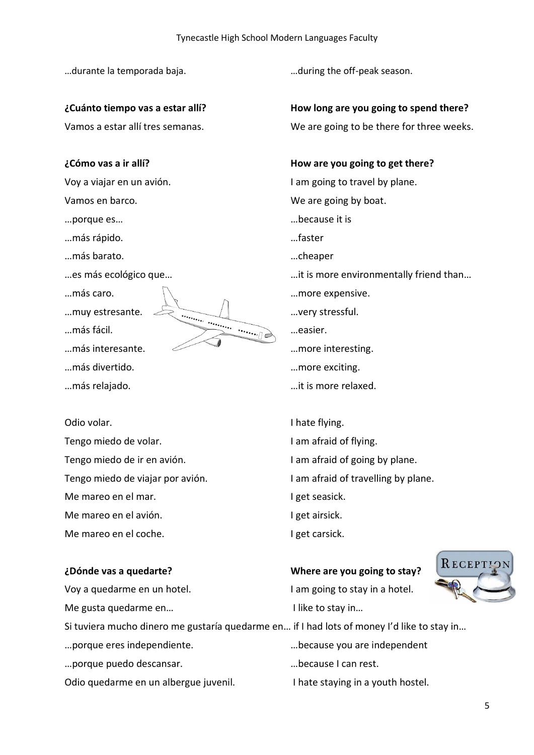| | |
|---|---|
| …durante la temporada baja. | …during the off-peak season. |
| **¿Cuánto tiempo vas a estar allí?** | **How long are you going to spend there?** |
| Vamos a estar allí tres semanas. | We are going to be there for three weeks. |
| **¿Cómo vas a ir allí?** | **How are you going to get there?** |
| Voy a viajar en un avión. | I am going to travel by plane. |
| Vamos en barco. | We are going by boat. |
| …porque es… | …because it is |
| …más rápido. | …faster |
| …más barato. | …cheaper |
| …es más ecológico que… | …it is more environmentally friend than… |
| …más caro. | …more expensive. |
| …muy estresante. | …very stressful. |
| …más fácil. | …easier. |
| …más interesante. | …more interesting. |
| …más divertido. | …more exciting. |
| …más relajado. | …it is more relaxed. |
| Odio volar. | I hate flying. |
| Tengo miedo de volar. | I am afraid of flying. |
| Tengo miedo de ir en avión. | I am afraid of going by plane. |
| Tengo miedo de viajar por avión. | I am afraid of travelling by plane. |
| Me mareo en el mar. | I get seasick. |
| Me mareo en el avión. | I get airsick. |
| Me mareo en el coche. | I get carsick. |
| **¿Dónde vas a quedarte?** | **Where are you going to stay?** |
| Voy a quedarme en un hotel. | I am going to stay in a hotel. |
| Me gusta quedarme en… | I like to stay in… |
| Si tuviera mucho dinero me gustaría quedarme en… | if I had lots of money I'd like to stay in… |
| …porque eres independiente. | …because you are independent |
| …porque puedo descansar. | …because I can rest. |
| Odio quedarme en un albergue juvenil. | I hate staying in a youth hostel. |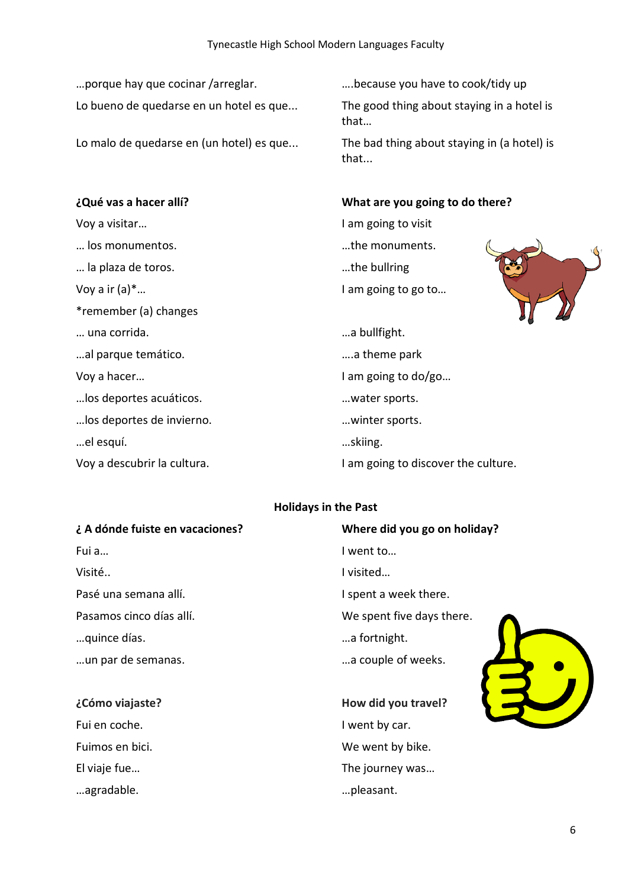| | |
|---|---|
| …porque hay que cocinar /arreglar. | ….because you have to cook/tidy up |
| Lo bueno de quedarse en un hotel es que... | The good thing about staying in a hotel is that… |
| Lo malo de quedarse en (un hotel) es que... | The bad thing about staying in (a hotel) is that... |

| **¿Qué vas a hacer allí?** | **What are you going to do there?** |
|---|---|
| Voy a visitar… | I am going to visit |
| … los monumentos. | …the monuments. |
| … la plaza de toros. | …the bullring |
| Voy a ir (a)*… | I am going to go to… |
| *remember (a) changes | |
| … una corrida. | …a bullfight. |
| …al parque temático. | ….a theme park |
| Voy a hacer… | I am going to do/go… |
| …los deportes acuáticos. | …water sports. |
| …los deportes de invierno. | …winter sports. |
| …el esquí. | …skiing. |
| Voy a descubrir la cultura. | I am going to discover the culture. |

## Holidays in the Past

| **¿ A dónde fuiste en vacaciones?** | **Where did you go on holiday?** |
|---|---|
| Fui a… | I went to… |
| Visité.. | I visited… |
| Pasé una semana allí. | I spent a week there. |
| Pasamos cinco días allí. | We spent five days there. |
| …quince días. | …a fortnight. |
| …un par de semanas. | …a couple of weeks. |

| **¿Cómo viajaste?** | **How did you travel?** |
|---|---|
| Fui en coche. | I went by car. |
| Fuimos en bici. | We went by bike. |
| El viaje fue… | The journey was… |
| …agradable. | …pleasant. |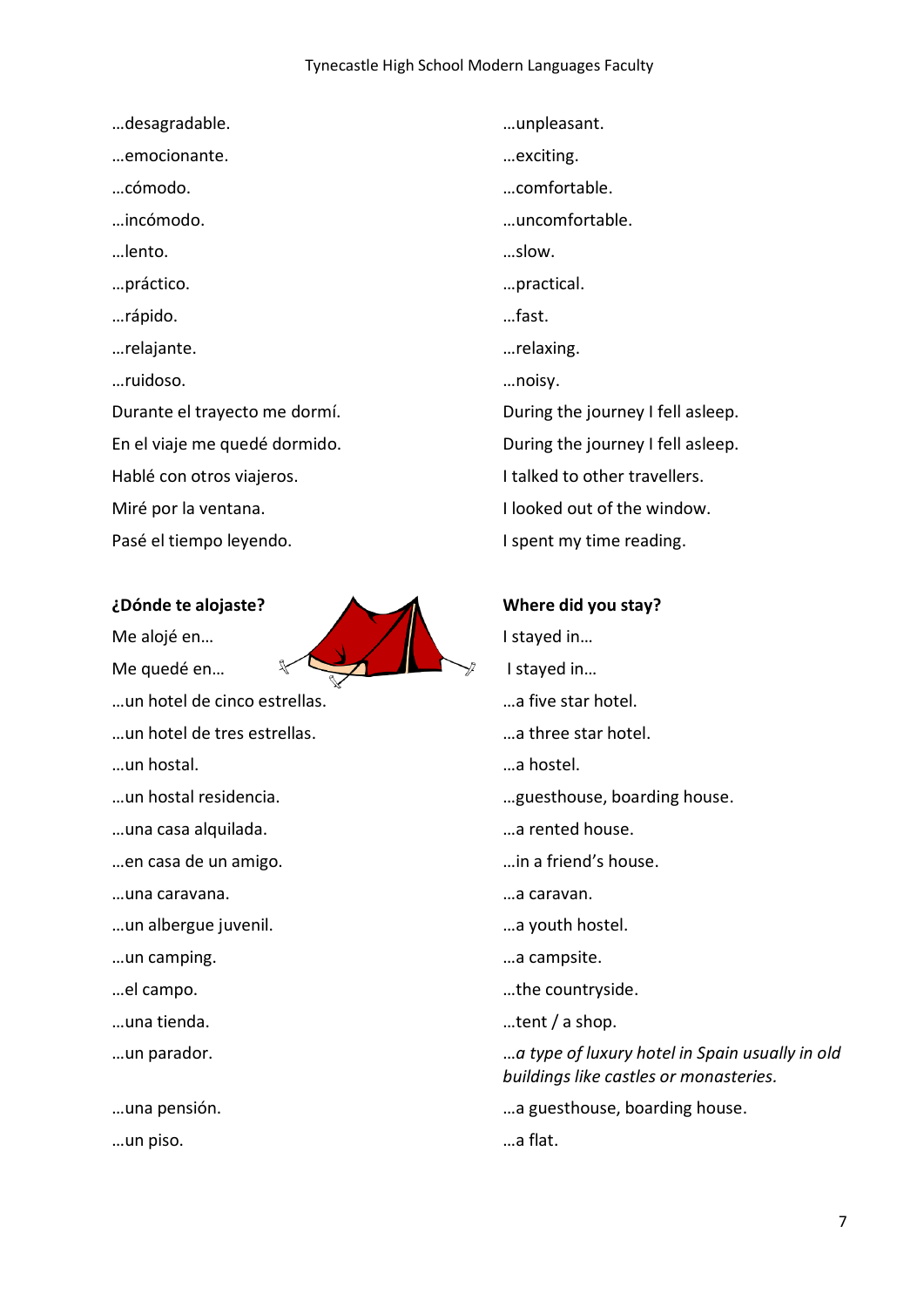| | |
|---|---|
| …desagradable. | …unpleasant. |
| …emocionante. | …exciting. |
| …cómodo. | …comfortable. |
| …incómodo. | …uncomfortable. |
| …lento. | …slow. |
| …práctico. | …practical. |
| …rápido. | …fast. |
| …relajante. | …relaxing. |
| …ruidoso. | …noisy. |
| Durante el trayecto me dormí. | During the journey I fell asleep. |
| En el viaje me quedé dormido. | During the journey I fell asleep. |
| Hablé con otros viajeros. | I talked to other travellers. |
| Miré por la ventana. | I looked out of the window. |
| Pasé el tiempo leyendo. | I spent my time reading. |

| **¿Dónde te alojaste?** | **Where did you stay?** |
|---|---|
| Me alojé en… | I stayed in… |
| Me quedé en… | I stayed in… |
| …un hotel de cinco estrellas. | …a five star hotel. |
| …un hotel de tres estrellas. | …a three star hotel. |
| …un hostal. | …a hostel. |
| …un hostal residencia. | …guesthouse, boarding house. |
| …una casa alquilada. | …a rented house. |
| …en casa de un amigo. | …in a friend's house. |
| …una caravana. | …a caravan. |
| …un albergue juvenil. | …a youth hostel. |
| …un camping. | …a campsite. |
| …el campo. | …the countryside. |
| …una tienda. | …tent / a shop. |
| …un parador. | …*a type of luxury hotel in Spain usually in old buildings like castles or monasteries.* |
| …una pensión. | …a guesthouse, boarding house. |
| …un piso. | …a flat. |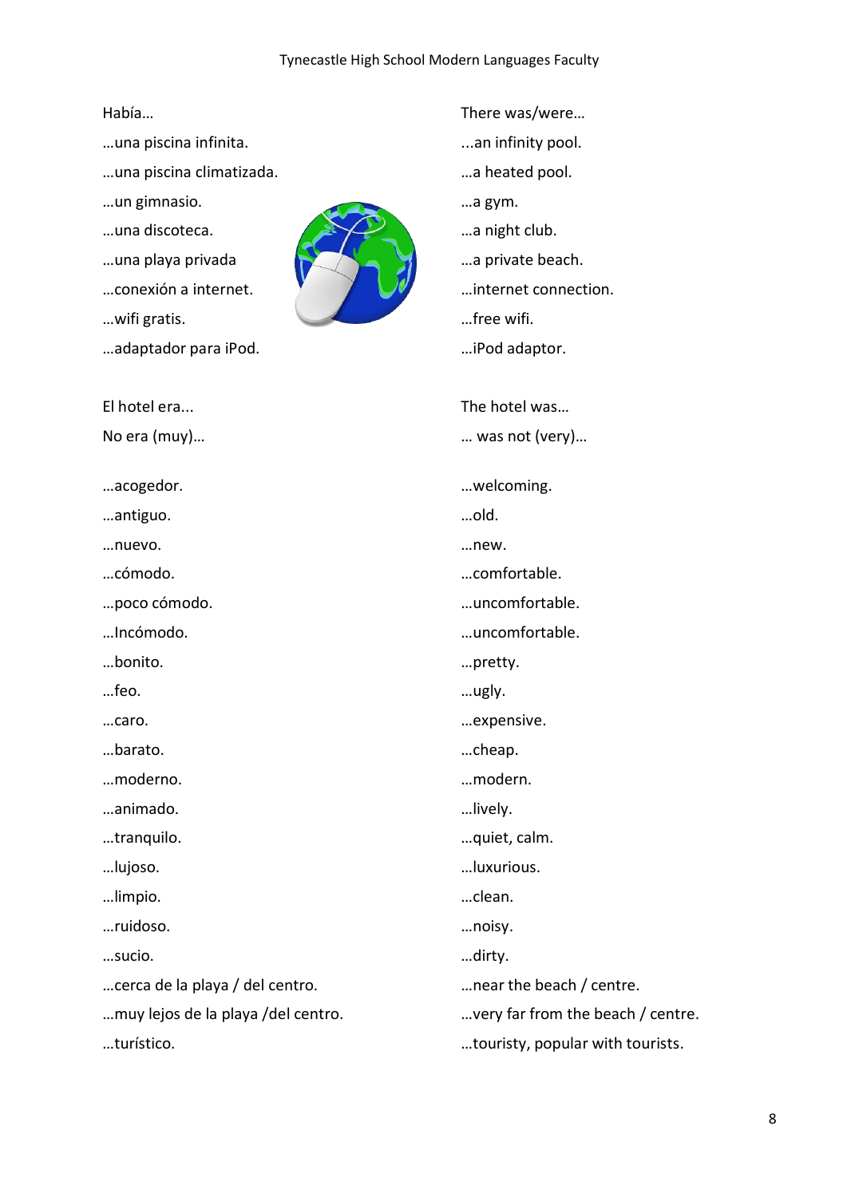| Spanish | English |
|---|---|
| Había… | There was/were… |
| …una piscina infinita. | ...an infinity pool. |
| …una piscina climatizada. | …a heated pool. |
| …un gimnasio. | …a gym. |
| …una discoteca. | …a night club. |
| …una playa privada | …a private beach. |
| …conexión a internet. | …internet connection. |
| …wifi gratis. | …free wifi. |
| …adaptador para iPod. | …iPod adaptor. |

| Spanish | English |
|---|---|
| El hotel era... | The hotel was… |
| No era (muy)… | … was not (very)… |
| …acogedor. | …welcoming. |
| …antiguo. | …old. |
| …nuevo. | …new. |
| …cómodo. | …comfortable. |
| …poco cómodo. | …uncomfortable. |
| …Incómodo. | …uncomfortable. |
| …bonito. | …pretty. |
| …feo. | …ugly. |
| …caro. | …expensive. |
| …barato. | …cheap. |
| …moderno. | …modern. |
| …animado. | …lively. |
| …tranquilo. | …quiet, calm. |
| …lujoso. | …luxurious. |
| …limpio. | …clean. |
| …ruidoso. | …noisy. |
| …sucio. | …dirty. |
| …cerca de la playa / del centro. | …near the beach / centre. |
| …muy lejos de la playa /del centro. | …very far from the beach / centre. |
| …turístico. | …touristy, popular with tourists. |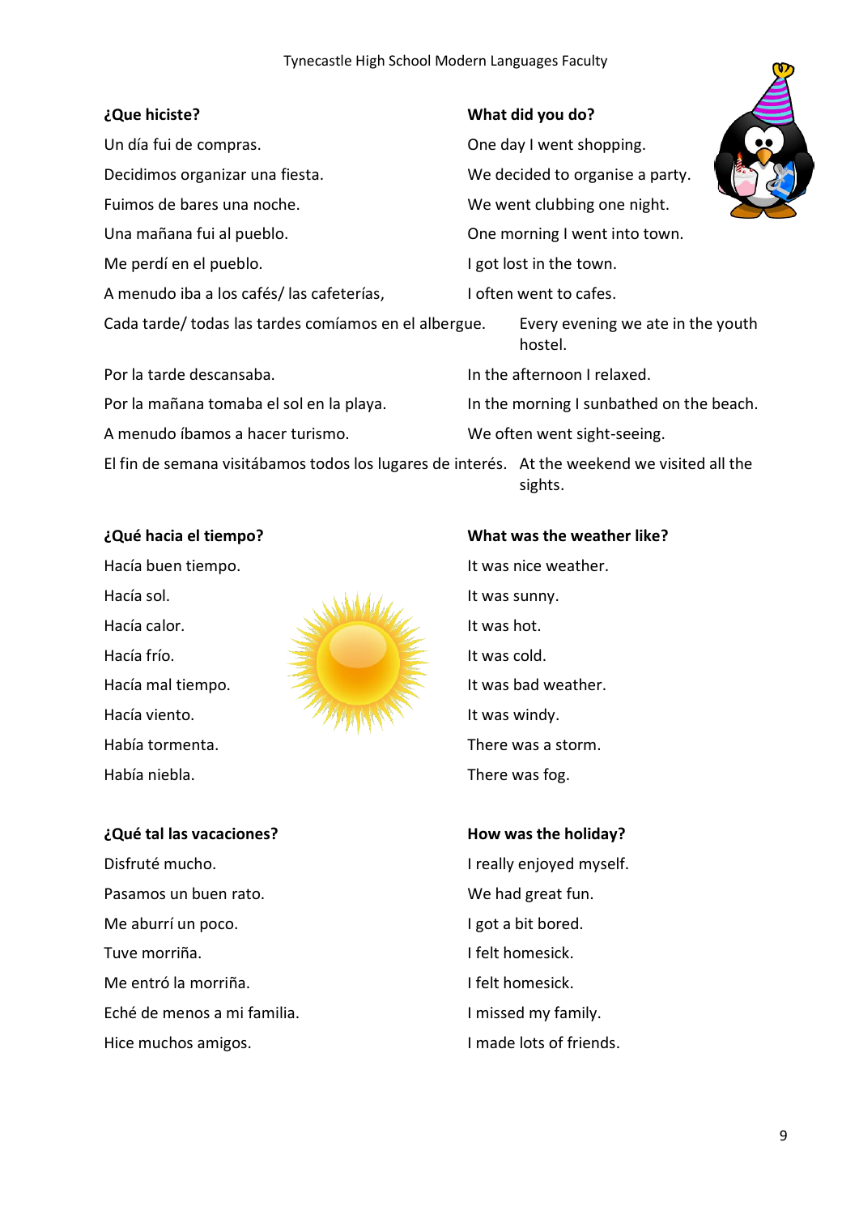| **¿Que hiciste?** | **What did you do?** |
| --- | --- |
| Un día fui de compras. | One day I went shopping. |
| Decidimos organizar una fiesta. | We decided to organise a party. |
| Fuimos de bares una noche. | We went clubbing one night. |
| Una mañana fui al pueblo. | One morning I went into town. |
| Me perdí en el pueblo. | I got lost in the town. |
| A menudo iba a los cafés/ las cafeterías, | I often went to cafes. |
| Cada tarde/ todas las tardes comíamos en el albergue. | Every evening we ate in the youth hostel. |
| Por la tarde descansaba. | In the afternoon I relaxed. |
| Por la mañana tomaba el sol en la playa. | In the morning I sunbathed on the beach. |
| A menudo íbamos a hacer turismo. | We often went sight-seeing. |
| El fin de semana visitábamos todos los lugares de interés. | At the weekend we visited all the sights. |

| **¿Qué hacia el tiempo?** | **What was the weather like?** |
| --- | --- |
| Hacía buen tiempo. | It was nice weather. |
| Hacía sol. | It was sunny. |
| Hacía calor. | It was hot. |
| Hacía frío. | It was cold. |
| Hacía mal tiempo. | It was bad weather. |
| Hacía viento. | It was windy. |
| Había tormenta. | There was a storm. |
| Había niebla. | There was fog. |

| **¿Qué tal las vacaciones?** | **How was the holiday?** |
| --- | --- |
| Disfruté mucho. | I really enjoyed myself. |
| Pasamos un buen rato. | We had great fun. |
| Me aburrí un poco. | I got a bit bored. |
| Tuve morriña. | I felt homesick. |
| Me entró la morriña. | I felt homesick. |
| Eché de menos a mi familia. | I missed my family. |
| Hice muchos amigos. | I made lots of friends. |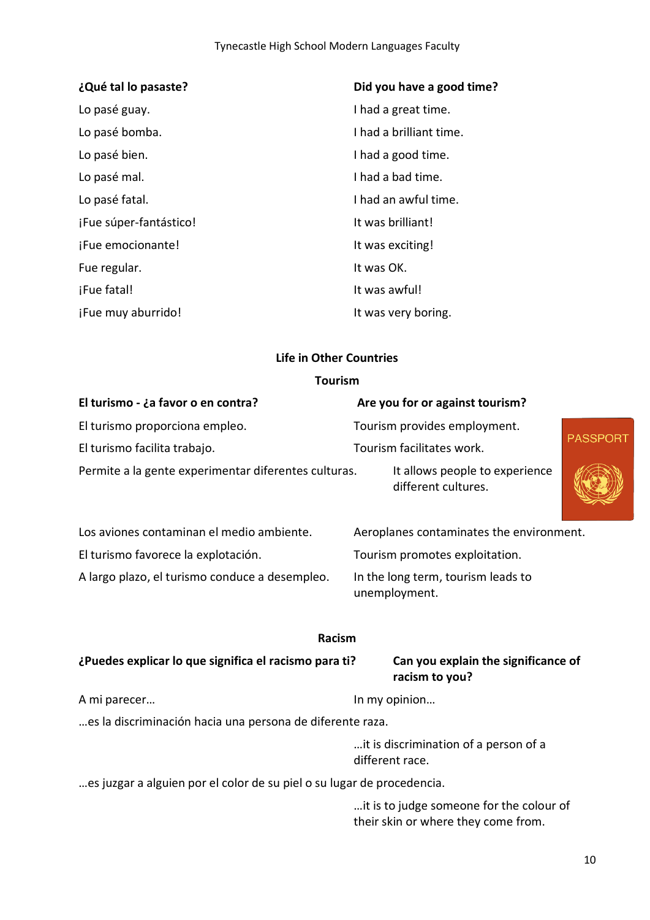| ¿Qué tal lo pasaste? | Did you have a good time? |
| --- | --- |
| Lo pasé guay. | I had a great time. |
| Lo pasé bomba. | I had a brilliant time. |
| Lo pasé bien. | I had a good time. |
| Lo pasé mal. | I had a bad time. |
| Lo pasé fatal. | I had an awful time. |
| ¡Fue súper-fantástico! | It was brilliant! |
| ¡Fue emocionante! | It was exciting! |
| Fue regular. | It was OK. |
| ¡Fue fatal! | It was awful! |
| ¡Fue muy aburrido! | It was very boring. |

## Life in Other Countries

### Tourism

| El turismo - ¿a favor o en contra? | Are you for or against tourism? |
| --- | --- |
| El turismo proporciona empleo. | Tourism provides employment. |
| El turismo facilita trabajo. | Tourism facilitates work. |
| Permite a la gente experimentar diferentes culturas. | It allows people to experience different cultures. |
| Los aviones contaminan el medio ambiente. | Aeroplanes contaminates the environment. |
| El turismo favorece la explotación. | Tourism promotes exploitation. |
| A largo plazo, el turismo conduce a desempleo. | In the long term, tourism leads to unemployment. |

### Racism

| ¿Puedes explicar lo que significa el racismo para ti? | Can you explain the significance of racism to you? |
| --- | --- |
| A mi parecer… | In my opinion… |
| …es la discriminación hacia una persona de diferente raza. | …it is discrimination of a person of a different race. |
| …es juzgar a alguien por el color de su piel o su lugar de procedencia. | …it is to judge someone for the colour of their skin or where they come from. |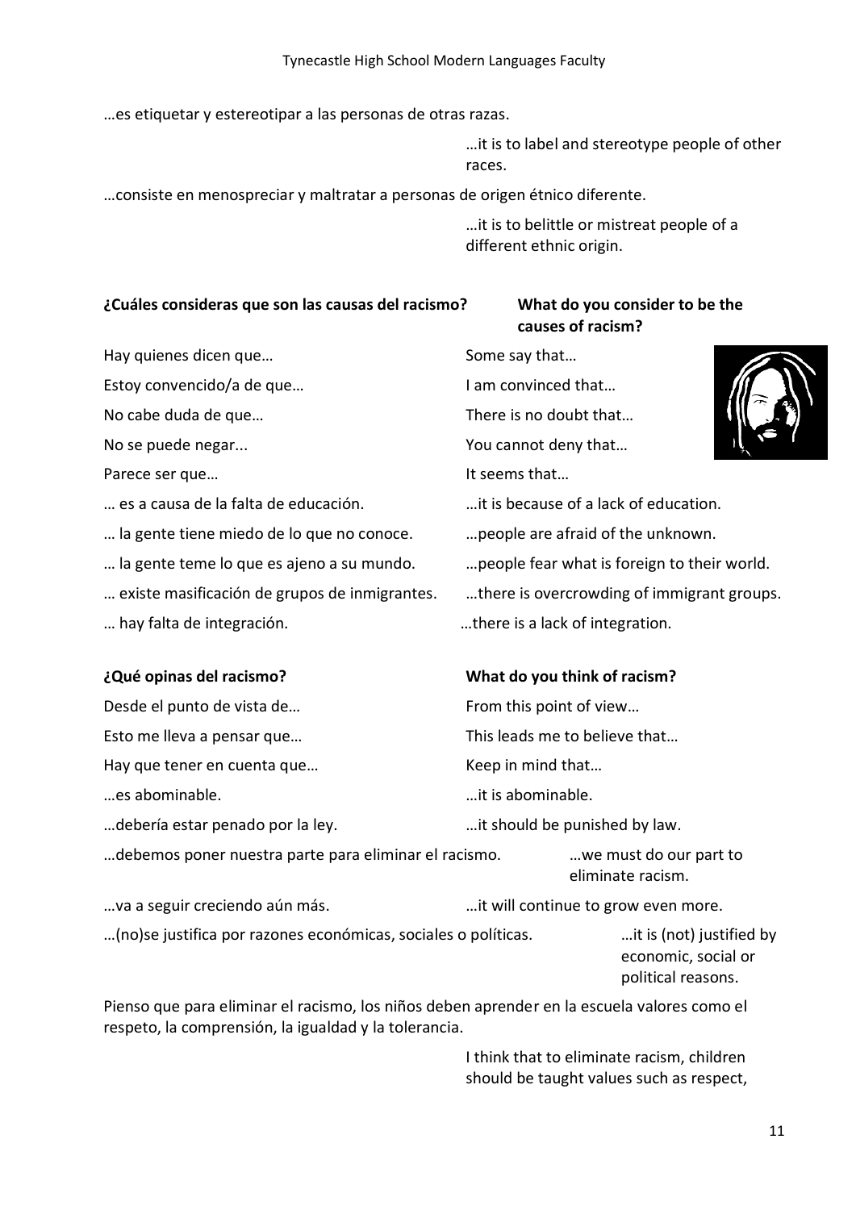…es etiquetar y estereotipar a las personas de otras razas.

…it is to label and stereotype people of other races.

…consiste en menospreciar y maltratar a personas de origen étnico diferente.

…it is to belittle or mistreat people of a different ethnic origin.

| **¿Cuáles consideras que son las causas del racismo?** | **What do you consider to be the causes of racism?** |
|---|---|
| Hay quienes dicen que… | Some say that… |
| Estoy convencido/a de que… | I am convinced that… |
| No cabe duda de que… | There is no doubt that… |
| No se puede negar... | You cannot deny that… |
| Parece ser que… | It seems that… |
| … es a causa de la falta de educación. | …it is because of a lack of education. |
| … la gente tiene miedo de lo que no conoce. | …people are afraid of the unknown. |
| … la gente teme lo que es ajeno a su mundo. | …people fear what is foreign to their world. |
| … existe masificación de grupos de inmigrantes. | …there is overcrowding of immigrant groups. |
| … hay falta de integración. | …there is a lack of integration. |

| **¿Qué opinas del racismo?** | **What do you think of racism?** |
|---|---|
| Desde el punto de vista de… | From this point of view… |
| Esto me lleva a pensar que… | This leads me to believe that… |
| Hay que tener en cuenta que… | Keep in mind that… |
| …es abominable. | …it is abominable. |
| …debería estar penado por la ley. | …it should be punished by law. |
| …debemos poner nuestra parte para eliminar el racismo. | …we must do our part to eliminate racism. |
| …va a seguir creciendo aún más. | …it will continue to grow even more. |
| …(no)se justifica por razones económicas, sociales o políticas. | …it is (not) justified by economic, social or political reasons. |

Pienso que para eliminar el racismo, los niños deben aprender en la escuela valores como el respeto, la comprensión, la igualdad y la tolerancia.

I think that to eliminate racism, children should be taught values such as respect,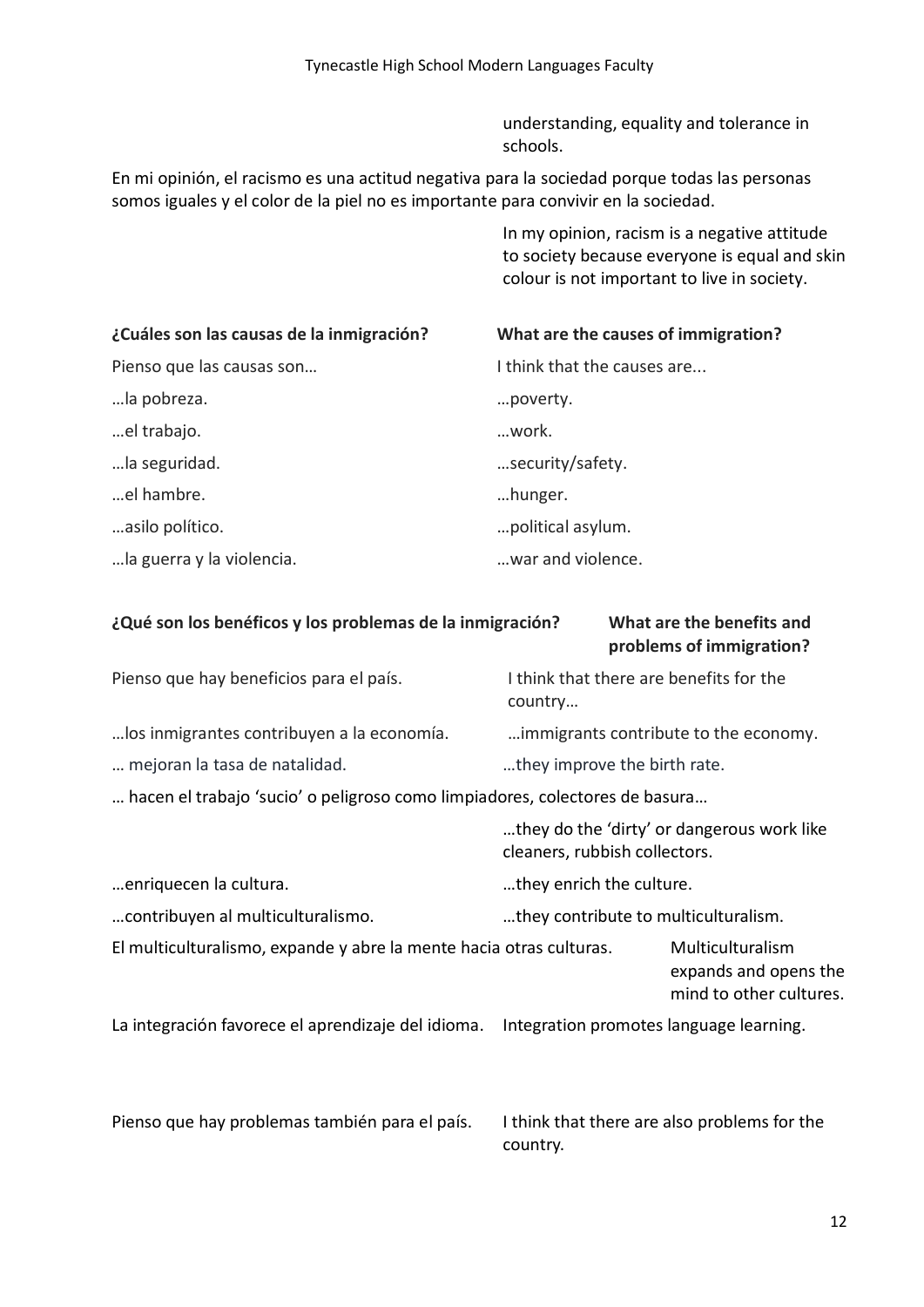understanding, equality and tolerance in schools.

En mi opinión, el racismo es una actitud negativa para la sociedad porque todas las personas somos iguales y el color de la piel no es importante para convivir en la sociedad.

In my opinion, racism is a negative attitude to society because everyone is equal and skin colour is not important to live in society.

| **¿Cuáles son las causas de la inmigración?** | **What are the causes of immigration?** |
|---|---|
| Pienso que las causas son… | I think that the causes are... |
| …la pobreza. | …poverty. |
| …el trabajo. | …work. |
| …la seguridad. | …security/safety. |
| …el hambre. | …hunger. |
| …asilo político. | …political asylum. |
| …la guerra y la violencia. | …war and violence. |

| **¿Qué son los benéficos y los problemas de la inmigración?** | **What are the benefits and problems of immigration?** |
|---|---|
| Pienso que hay beneficios para el país. | I think that there are benefits for the country… |
| …los inmigrantes contribuyen a la economía. | …immigrants contribute to the economy. |
| … mejoran la tasa de natalidad. | …they improve the birth rate. |
| … hacen el trabajo 'sucio' o peligroso como limpiadores, colectores de basura… | …they do the 'dirty' or dangerous work like cleaners, rubbish collectors. |
| …enriquecen la cultura. | …they enrich the culture. |
| …contribuyen al multiculturalismo. | …they contribute to multiculturalism. |
| El multiculturalismo, expande y abre la mente hacia otras culturas. | Multiculturalism expands and opens the mind to other cultures. |
| La integración favorece el aprendizaje del idioma. | Integration promotes language learning. |
| Pienso que hay problemas también para el país. | I think that there are also problems for the country. |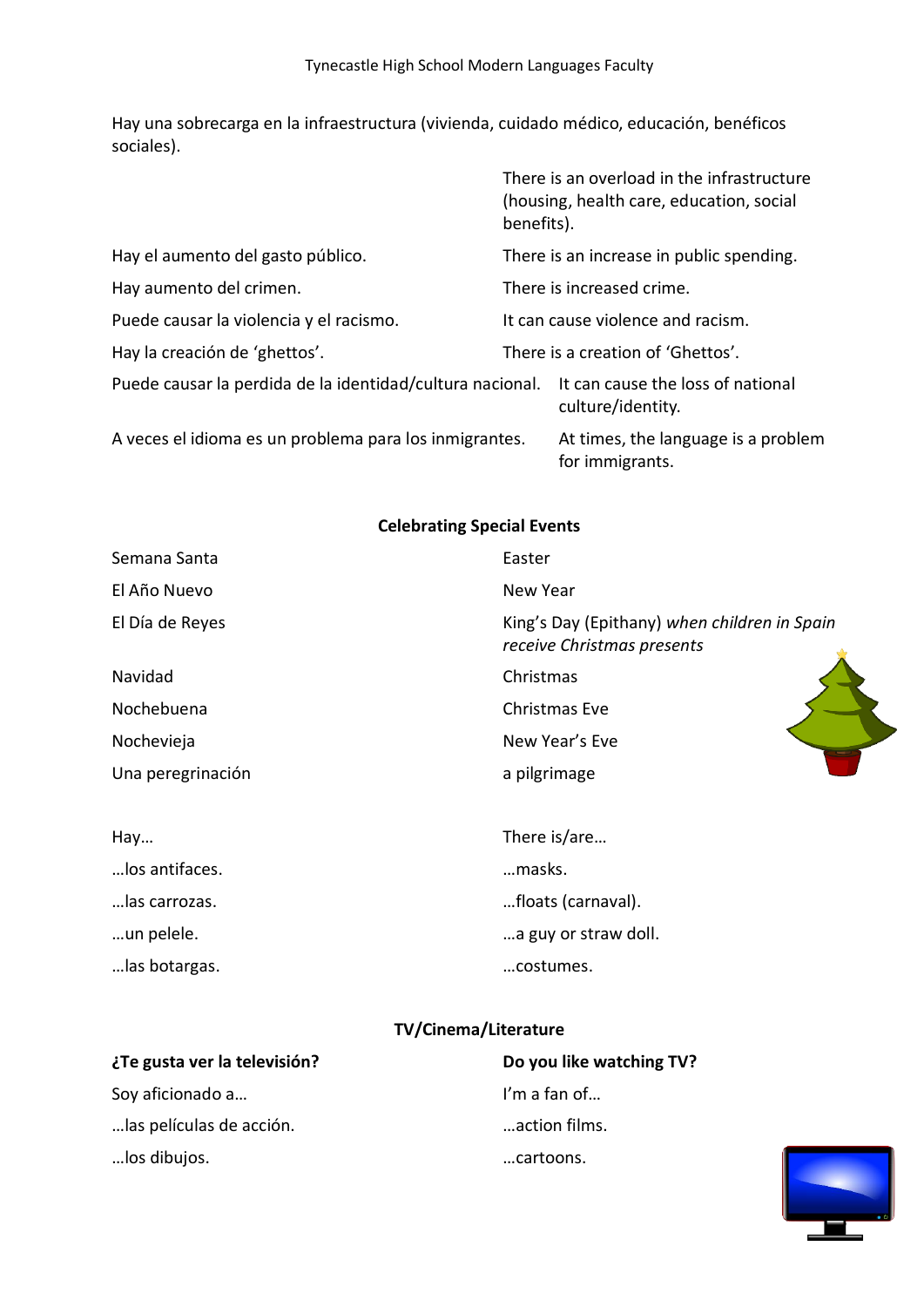| | |
|---|---|
| Hay una sobrecarga en la infraestructura (vivienda, cuidado médico, educación, benéficos sociales). | There is an overload in the infrastructure (housing, health care, education, social benefits). |
| Hay el aumento del gasto público. | There is an increase in public spending. |
| Hay aumento del crimen. | There is increased crime. |
| Puede causar la violencia y el racismo. | It can cause violence and racism. |
| Hay la creación de 'ghettos'. | There is a creation of 'Ghettos'. |
| Puede causar la perdida de la identidad/cultura nacional. | It can cause the loss of national culture/identity. |
| A veces el idioma es un problema para los inmigrantes. | At times, the language is a problem for immigrants. |

## Celebrating Special Events

| | |
|---|---|
| Semana Santa | Easter |
| El Año Nuevo | New Year |
| El Día de Reyes | King's Day (Epithany) *when children in Spain receive Christmas presents* |
| Navidad | Christmas |
| Nochebuena | Christmas Eve |
| Nochevieja | New Year's Eve |
| Una peregrinación | a pilgrimage |

| | |
|---|---|
| Hay… | There is/are… |
| …los antifaces. | …masks. |
| …las carrozas. | …floats (carnaval). |
| …un pelele. | …a guy or straw doll. |
| …las botargas. | …costumes. |

## TV/Cinema/Literature

| **¿Te gusta ver la televisión?** | **Do you like watching TV?** |
|---|---|
| Soy aficionado a… | I'm a fan of… |
| …las películas de acción. | …action films. |
| …los dibujos. | …cartoons. |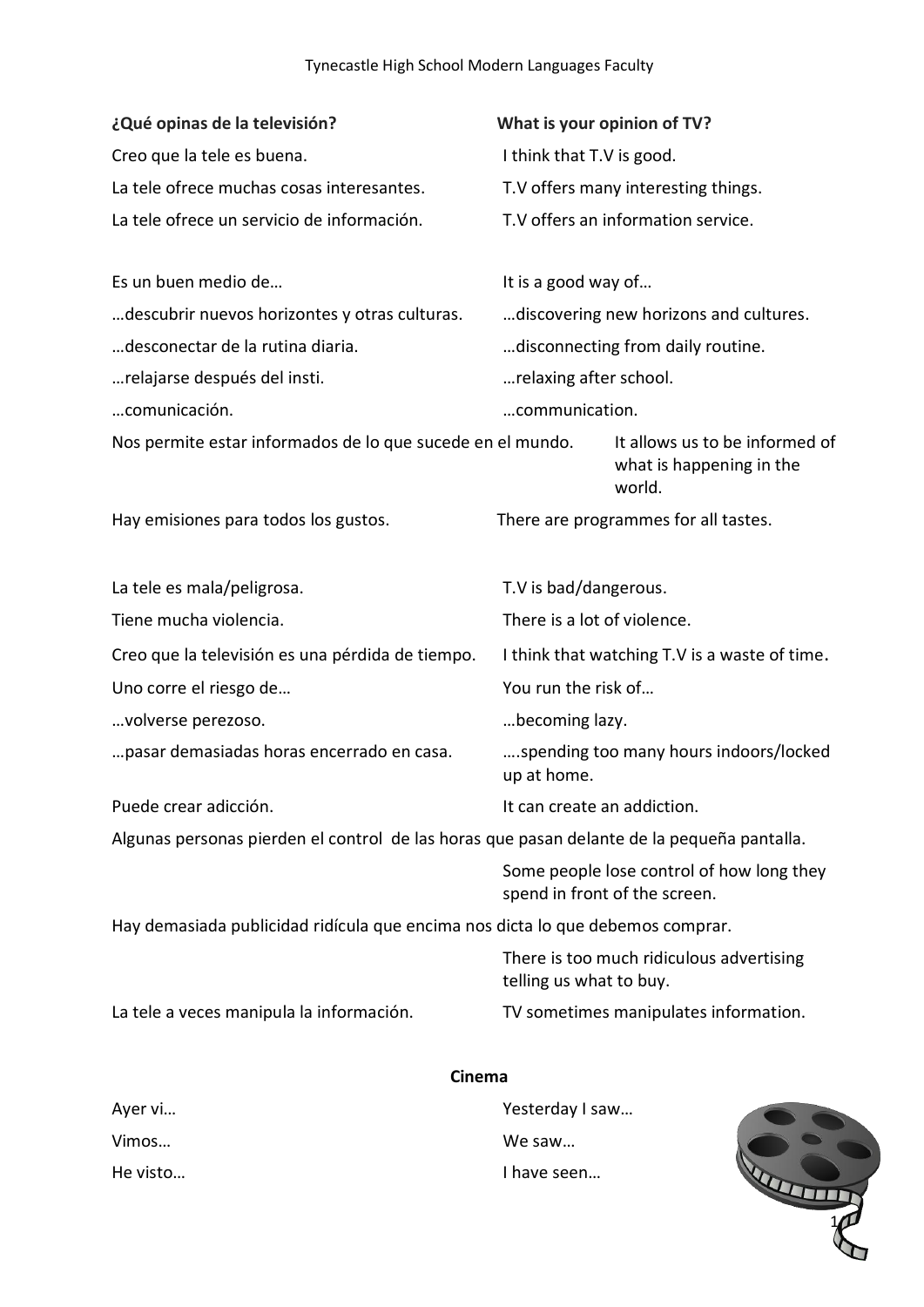| **¿Qué opinas de la televisión?** | **What is your opinion of TV?** |
| --- | --- |
| Creo que la tele es buena. | I think that T.V is good. |
| La tele ofrece muchas cosas interesantes. | T.V offers many interesting things. |
| La tele ofrece un servicio de información. | T.V offers an information service. |
| | |
| Es un buen medio de… | It is a good way of… |
| …descubrir nuevos horizontes y otras culturas. | …discovering new horizons and cultures. |
| …desconectar de la rutina diaria. | …disconnecting from daily routine. |
| …relajarse después del insti. | …relaxing after school. |
| …comunicación. | …communication. |
| Nos permite estar informados de lo que sucede en el mundo. | It allows us to be informed of what is happening in the world. |
| Hay emisiones para todos los gustos. | There are programmes for all tastes. |
| | |
| La tele es mala/peligrosa. | T.V is bad/dangerous. |
| Tiene mucha violencia. | There is a lot of violence. |
| Creo que la televisión es una pérdida de tiempo. | I think that watching T.V is a waste of time. |
| Uno corre el riesgo de… | You run the risk of… |
| …volverse perezoso. | …becoming lazy. |
| …pasar demasiadas horas encerrado en casa. | ….spending too many hours indoors/locked up at home. |
| Puede crear adicción. | It can create an addiction. |
| Algunas personas pierden el control de las horas que pasan delante de la pequeña pantalla. | Some people lose control of how long they spend in front of the screen. |
| Hay demasiada publicidad ridícula que encima nos dicta lo que debemos comprar. | There is too much ridiculous advertising telling us what to buy. |
| La tele a veces manipula la información. | TV sometimes manipulates information. |

**Cinema**

| Spanish | English |
| --- | --- |
| Ayer vi… | Yesterday I saw… |
| Vimos… | We saw… |
| He visto… | I have seen… |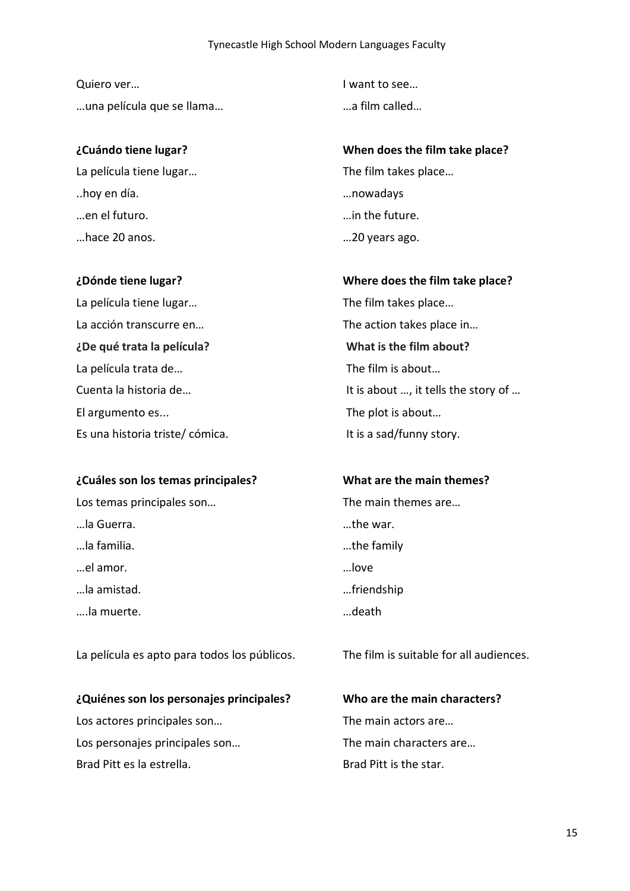| | |
|---|---|
| Quiero ver… | I want to see… |
| …una película que se llama… | …a film called… |
| | |
| **¿Cuándo tiene lugar?** | **When does the film take place?** |
| La película tiene lugar… | The film takes place… |
| ..hoy en día. | …nowadays |
| …en el futuro. | …in the future. |
| …hace 20 anos. | …20 years ago. |
| | |
| **¿Dónde tiene lugar?** | **Where does the film take place?** |
| La película tiene lugar… | The film takes place… |
| La acción transcurre en… | The action takes place in… |
| **¿De qué trata la película?** | **What is the film about?** |
| La película trata de… | The film is about… |
| Cuenta la historia de… | It is about …, it tells the story of … |
| El argumento es... | The plot is about… |
| Es una historia triste/ cómica. | It is a sad/funny story. |
| | |
| **¿Cuáles son los temas principales?** | **What are the main themes?** |
| Los temas principales son… | The main themes are… |
| …la Guerra. | …the war. |
| …la familia. | …the family |
| …el amor. | …love |
| …la amistad. | …friendship |
| ….la muerte. | …death |
| | |
| La película es apto para todos los públicos. | The film is suitable for all audiences. |
| | |
| **¿Quiénes son los personajes principales?** | **Who are the main characters?** |
| Los actores principales son… | The main actors are… |
| Los personajes principales son… | The main characters are… |
| Brad Pitt es la estrella. | Brad Pitt is the star. |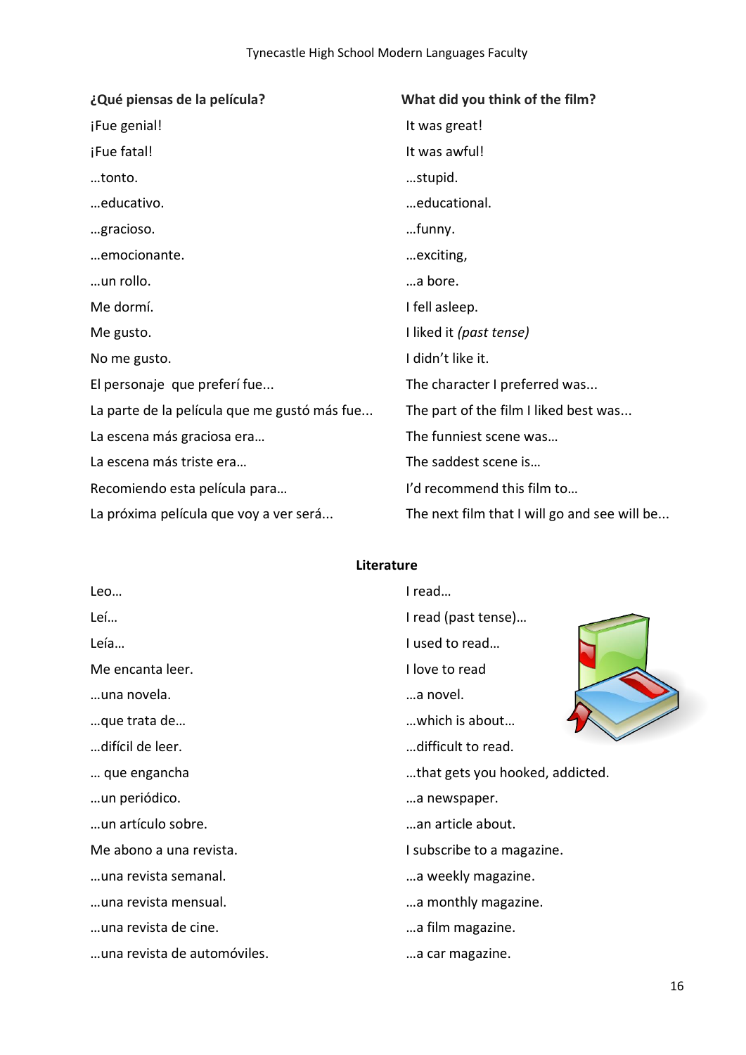| **¿Qué piensas de la película?** | **What did you think of the film?** |
| --- | --- |
| ¡Fue genial! | It was great! |
| ¡Fue fatal! | It was awful! |
| …tonto. | …stupid. |
| …educativo. | …educational. |
| …gracioso. | …funny. |
| …emocionante. | …exciting, |
| …un rollo. | …a bore. |
| Me dormí. | I fell asleep. |
| Me gusto. | I liked it *(past tense)* |
| No me gusto. | I didn't like it. |
| El personaje que preferí fue... | The character I preferred was... |
| La parte de la película que me gustó más fue... | The part of the film I liked best was... |
| La escena más graciosa era… | The funniest scene was… |
| La escena más triste era… | The saddest scene is… |
| Recomiendo esta película para… | I'd recommend this film to… |
| La próxima película que voy a ver será... | The next film that I will go and see will be... |

## Literature

| | |
| --- | --- |
| Leo… | I read… |
| Leí… | I read (past tense)… |
| Leía… | I used to read… |
| Me encanta leer. | I love to read |
| …una novela. | …a novel. |
| …que trata de… | …which is about… |
| …difícil de leer. | …difficult to read. |
| … que engancha | …that gets you hooked, addicted. |
| …un periódico. | …a newspaper. |
| …un artículo sobre. | …an article about. |
| Me abono a una revista. | I subscribe to a magazine. |
| …una revista semanal. | …a weekly magazine. |
| …una revista mensual. | …a monthly magazine. |
| …una revista de cine. | …a film magazine. |
| …una revista de automóviles. | …a car magazine. |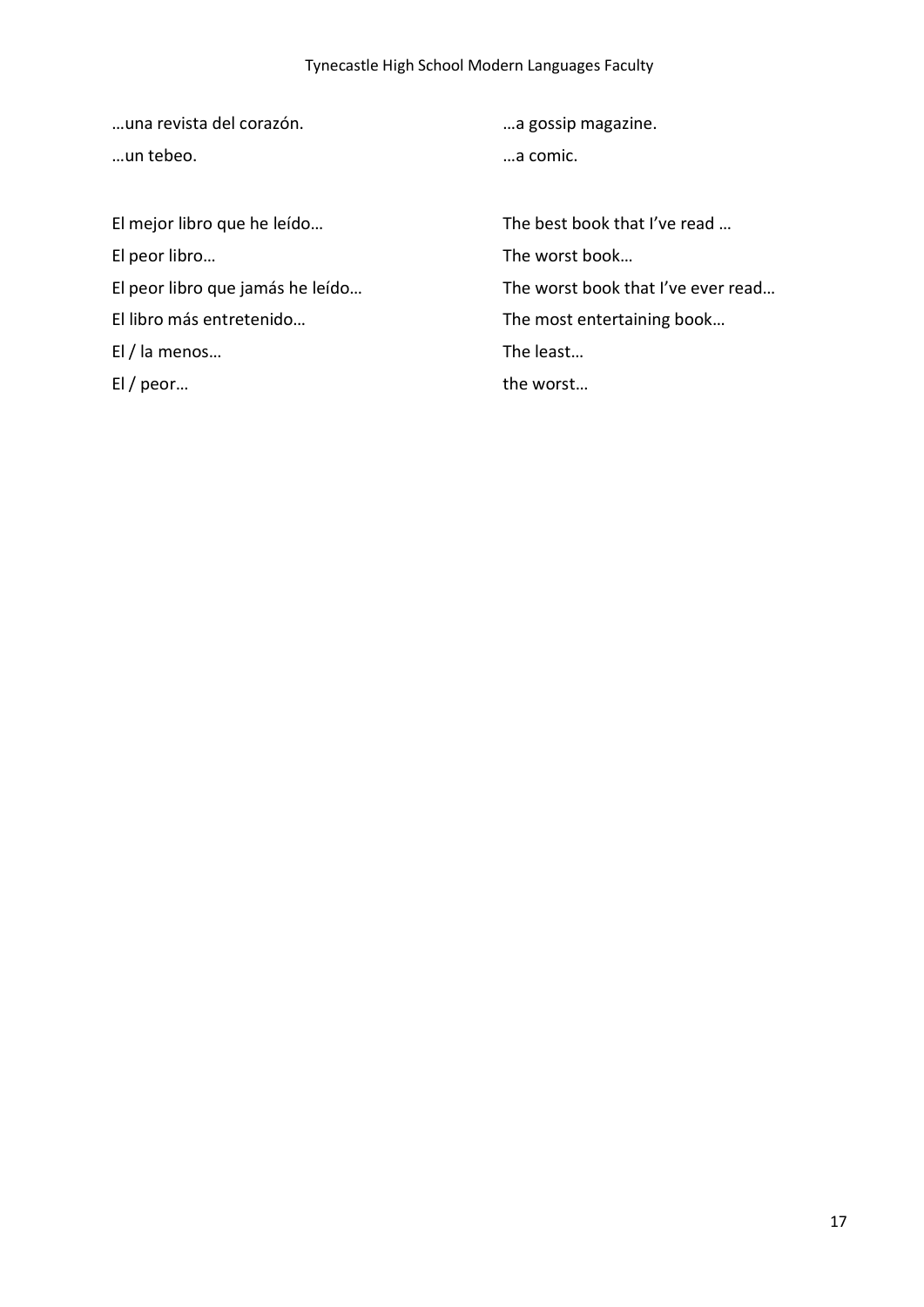| | |
|---|---|
| …una revista del corazón. | …a gossip magazine. |
| …un tebeo. | …a comic. |
| | |
| El mejor libro que he leído… | The best book that I've read … |
| El peor libro… | The worst book… |
| El peor libro que jamás he leído… | The worst book that I've ever read… |
| El libro más entretenido… | The most entertaining book… |
| El / la menos… | The least… |
| El / peor… | the worst… |